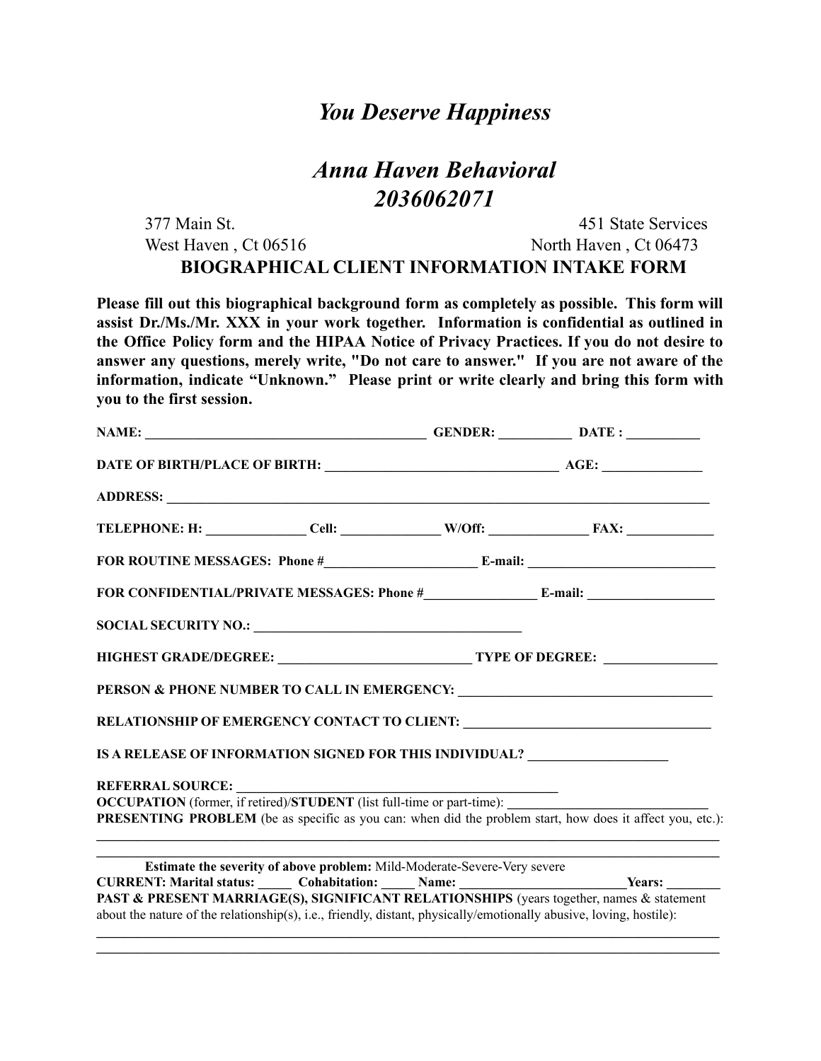# *You Deserve Happiness*

# *Anna Haven Behavioral*
# *2036062071*

377 Main St.
West Haven , Ct 06516

451 State Services
North Haven , Ct 06473

## BIOGRAPHICAL CLIENT INFORMATION INTAKE FORM

**Please fill out this biographical background form as completely as possible. This form will assist Dr./Ms./Mr. XXX in your work together. Information is confidential as outlined in the Office Policy form and the HIPAA Notice of Privacy Practices. If you do not desire to answer any questions, merely write, "Do not care to answer." If you are not aware of the information, indicate "Unknown." Please print or write clearly and bring this form with you to the first session.**

**NAME:** ________________________________________ **GENDER:** __________ **DATE :** __________

**DATE OF BIRTH/PLACE OF BIRTH:** _________________________________ **AGE:** ______________

**ADDRESS:** ______________________________________________________________________________

**TELEPHONE: H:** ______________ **Cell:** ______________ **W/Off:** ______________ **FAX:** ____________

**FOR ROUTINE MESSAGES: Phone #**______________________ **E-mail:** ___________________________

**FOR CONFIDENTIAL/PRIVATE MESSAGES: Phone #**________________ **E-mail:** __________________

**SOCIAL SECURITY NO.:** ______________________________________

**HIGHEST GRADE/DEGREE:** ___________________________ **TYPE OF DEGREE:** ________________

**PERSON & PHONE NUMBER TO CALL IN EMERGENCY:** ____________________________________

**RELATIONSHIP OF EMERGENCY CONTACT TO CLIENT:** ____________________________________

**IS A RELEASE OF INFORMATION SIGNED FOR THIS INDIVIDUAL?** ____________________

**REFERRAL SOURCE:** _______________________________________________

**OCCUPATION** (former, if retired)/**STUDENT** (list full-time or part-time): _____________________________

**PRESENTING PROBLEM** (be as specific as you can: when did the problem start, how does it affect you, etc.):

___________________________________________________________________________________________

___________________________________________________________________________________________

**Estimate the severity of above problem:** Mild-Moderate-Severe-Very severe

**CURRENT: Marital status:** _____ **Cohabitation:** _____ **Name:** ________________________**Years:** ________

**PAST & PRESENT MARRIAGE(S), SIGNIFICANT RELATIONSHIPS** (years together, names & statement about the nature of the relationship(s), i.e., friendly, distant, physically/emotionally abusive, loving, hostile):

___________________________________________________________________________________________

___________________________________________________________________________________________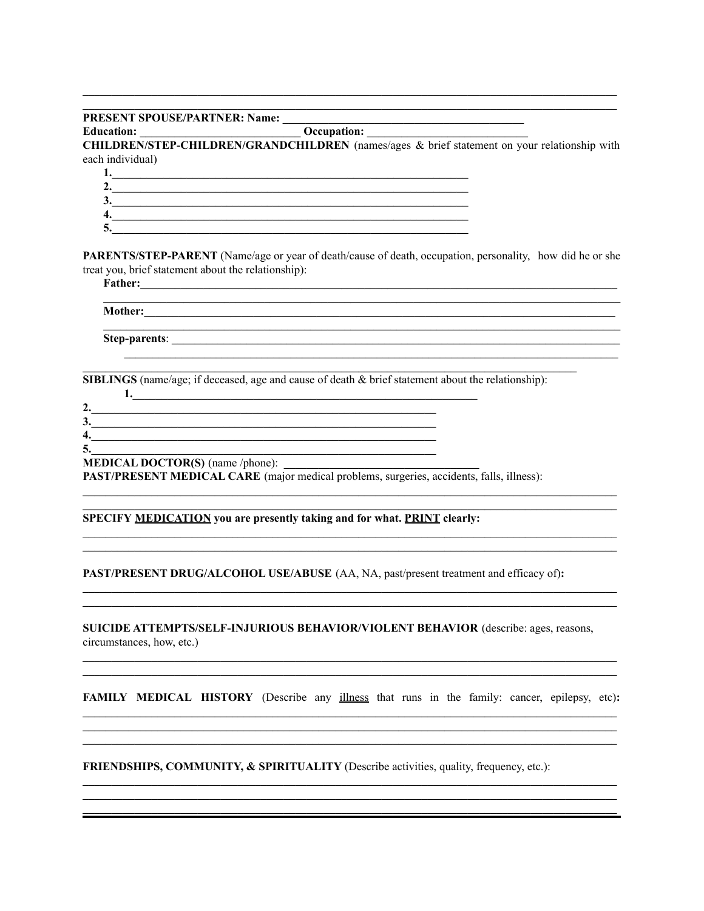______________________________________________________________________________

______________________________________________________________________________

**PRESENT SPOUSE/PARTNER: Name:** ________________________________________

**Education:** ___________________________ **Occupation:** ___________________________

**CHILDREN/STEP-CHILDREN/GRANDCHILDREN** (names/ages & brief statement on your relationship with each individual)

**1.**_______________________________________________________________

**2.**_______________________________________________________________

**3.**_______________________________________________________________

**4.**_______________________________________________________________

**5.**_______________________________________________________________

**PARENTS/STEP-PARENT** (Name/age or year of death/cause of death, occupation, personality, how did he or she treat you, brief statement about the relationship):

**Father:**_______________________________________________________________

______________________________________________________________________________

**Mother:**_______________________________________________________________

______________________________________________________________________________

**Step-parents**: _______________________________________________________________

______________________________________________________________________________

______________________________________________________________________________

**SIBLINGS** (name/age; if deceased, age and cause of death & brief statement about the relationship):

**1.**_______________________________________________________________

**2.**_______________________________________________________________

**3.**_______________________________________________________________

**4.**_______________________________________________________________

**5.**_______________________________________________________________

**MEDICAL DOCTOR(S)** (name /phone): _________________________________

**PAST/PRESENT MEDICAL CARE** (major medical problems, surgeries, accidents, falls, illness):

______________________________________________________________________________

______________________________________________________________________________

**SPECIFY <u>MEDICATION</u> you are presently taking and for what. <u>PRINT</u> clearly:**

______________________________________________________________________________

______________________________________________________________________________

**PAST/PRESENT DRUG/ALCOHOL USE/ABUSE** (AA, NA, past/present treatment and efficacy of)**:**

______________________________________________________________________________

______________________________________________________________________________

**SUICIDE ATTEMPTS/SELF-INJURIOUS BEHAVIOR/VIOLENT BEHAVIOR** (describe: ages, reasons, circumstances, how, etc.)

______________________________________________________________________________

______________________________________________________________________________

**FAMILY MEDICAL HISTORY** (Describe any <u>illness</u> that runs in the family: cancer, epilepsy, etc)**:**

______________________________________________________________________________

______________________________________________________________________________

______________________________________________________________________________

**FRIENDSHIPS, COMMUNITY, & SPIRITUALITY** (Describe activities, quality, frequency, etc.):

______________________________________________________________________________

______________________________________________________________________________

______________________________________________________________________________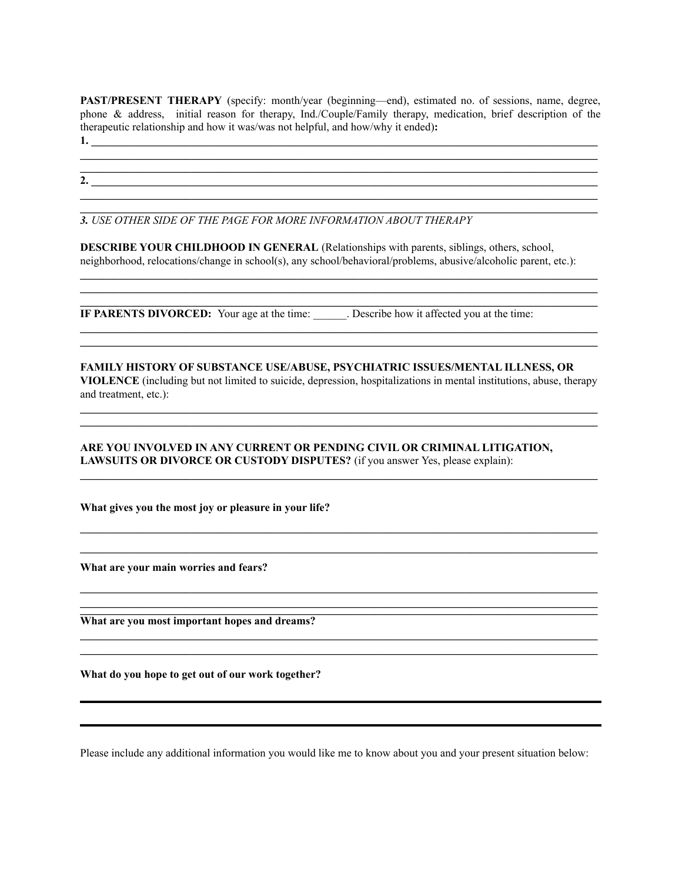**PAST/PRESENT THERAPY** (specify: month/year (beginning—end), estimated no. of sessions, name, degree, phone & address, initial reason for therapy, Ind./Couple/Family therapy, medication, brief description of the therapeutic relationship and how it was/was not helpful, and how/why it ended)**:**

**1.** ______________________________________________________________________________

______________________________________________________________________________

______________________________________________________________________________

**2.** ______________________________________________________________________________

______________________________________________________________________________

______________________________________________________________________________

***3.*** *USE OTHER SIDE OF THE PAGE FOR MORE INFORMATION ABOUT THERAPY*

**DESCRIBE YOUR CHILDHOOD IN GENERAL** (Relationships with parents, siblings, others, school, neighborhood, relocations/change in school(s), any school/behavioral/problems, abusive/alcoholic parent, etc.):

______________________________________________________________________________

______________________________________________________________________________

______________________________________________________________________________

**IF PARENTS DIVORCED:** Your age at the time: ______. Describe how it affected you at the time:

______________________________________________________________________________

______________________________________________________________________________

**FAMILY HISTORY OF SUBSTANCE USE/ABUSE, PSYCHIATRIC ISSUES/MENTAL ILLNESS, OR VIOLENCE** (including but not limited to suicide, depression, hospitalizations in mental institutions, abuse, therapy and treatment, etc.):

______________________________________________________________________________

______________________________________________________________________________

**ARE YOU INVOLVED IN ANY CURRENT OR PENDING CIVIL OR CRIMINAL LITIGATION, LAWSUITS OR DIVORCE OR CUSTODY DISPUTES?** (if you answer Yes, please explain):

______________________________________________________________________________

**What gives you the most joy or pleasure in your life?**

______________________________________________________________________________

______________________________________________________________________________

**What are your main worries and fears?**

______________________________________________________________________________

______________________________________________________________________________

**What are you most important hopes and dreams?**

______________________________________________________________________________

______________________________________________________________________________

**What do you hope to get out of our work together?**

______________________________________________________________________________

______________________________________________________________________________

Please include any additional information you would like me to know about you and your present situation below: